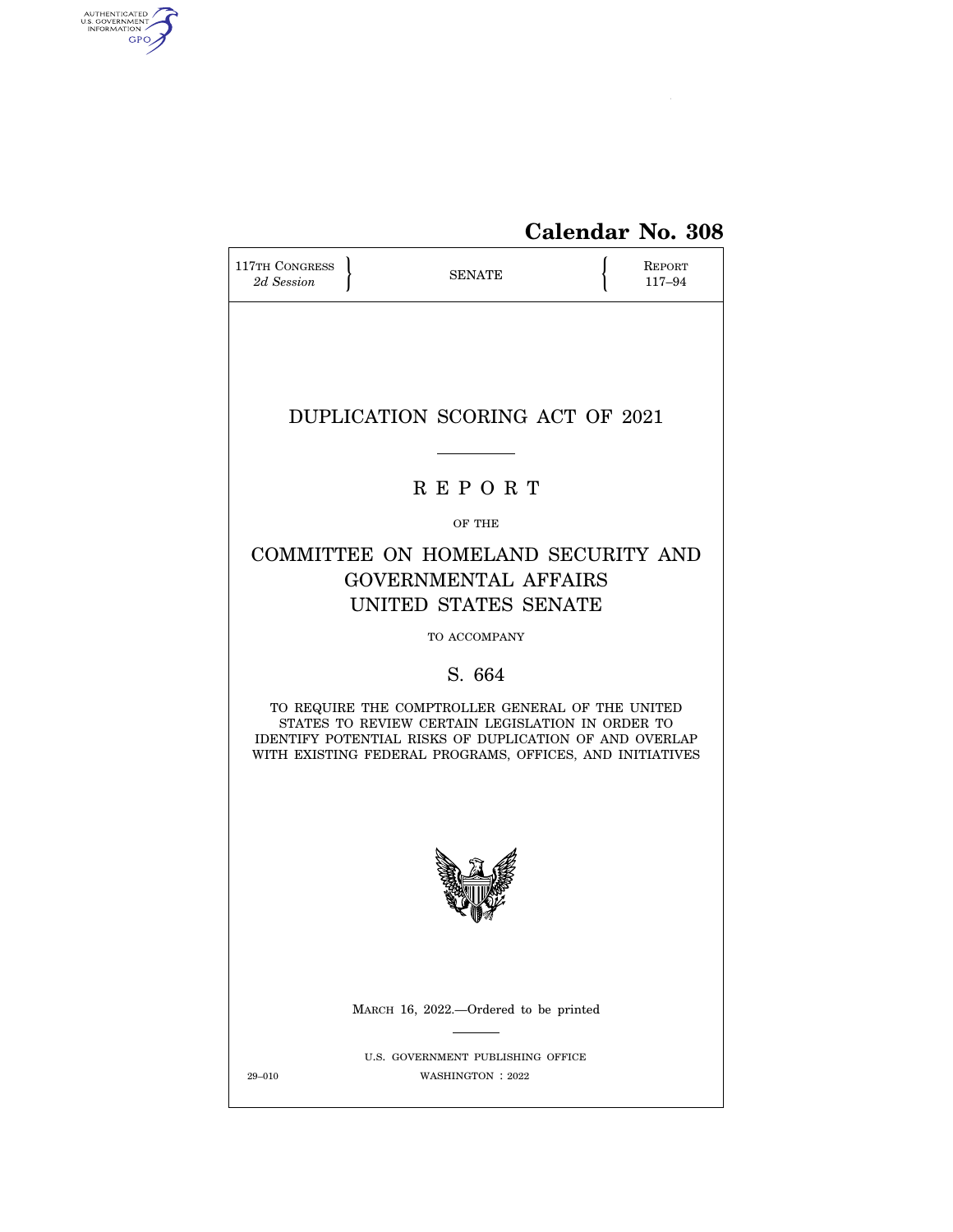# Calendar No. 308

117TH CONGRESS
*2d Session*

SENATE

REPORT
117–94

# DUPLICATION SCORING ACT OF 2021

## R E P O R T

OF THE

## COMMITTEE ON HOMELAND SECURITY AND GOVERNMENTAL AFFAIRS UNITED STATES SENATE

TO ACCOMPANY

## S. 664

TO REQUIRE THE COMPTROLLER GENERAL OF THE UNITED STATES TO REVIEW CERTAIN LEGISLATION IN ORDER TO IDENTIFY POTENTIAL RISKS OF DUPLICATION OF AND OVERLAP WITH EXISTING FEDERAL PROGRAMS, OFFICES, AND INITIATIVES

MARCH 16, 2022.—Ordered to be printed

U.S. GOVERNMENT PUBLISHING OFFICE
29–010 WASHINGTON : 2022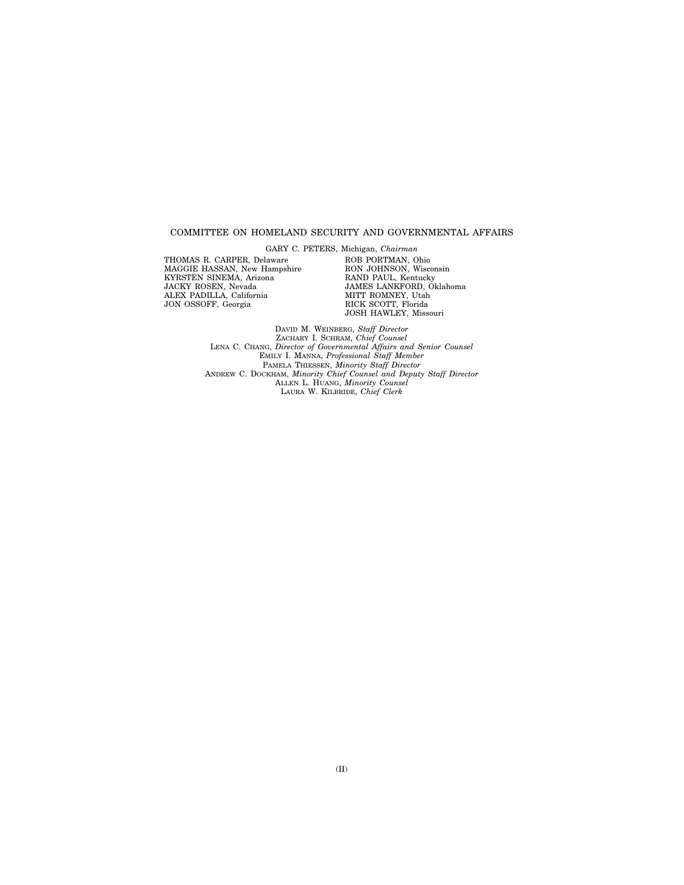## COMMITTEE ON HOMELAND SECURITY AND GOVERNMENTAL AFFAIRS

GARY C. PETERS, Michigan, *Chairman*

THOMAS R. CARPER, Delaware
MAGGIE HASSAN, New Hampshire
KYRSTEN SINEMA, Arizona
JACKY ROSEN, Nevada
ALEX PADILLA, California
JON OSSOFF, Georgia

ROB PORTMAN, Ohio
RON JOHNSON, Wisconsin
RAND PAUL, Kentucky
JAMES LANKFORD, Oklahoma
MITT ROMNEY, Utah
RICK SCOTT, Florida
JOSH HAWLEY, Missouri

DAVID M. WEINBERG, *Staff Director*
ZACHARY I. SCHRAM, *Chief Counsel*
LENA C. CHANG, *Director of Governmental Affairs and Senior Counsel*
EMILY I. MANNA, *Professional Staff Member*
PAMELA THIESSEN, *Minority Staff Director*
ANDREW C. DOCKHAM, *Minority Chief Counsel and Deputy Staff Director*
ALLEN L. HUANG, *Minority Counsel*
LAURA W. KILBRIDE, *Chief Clerk*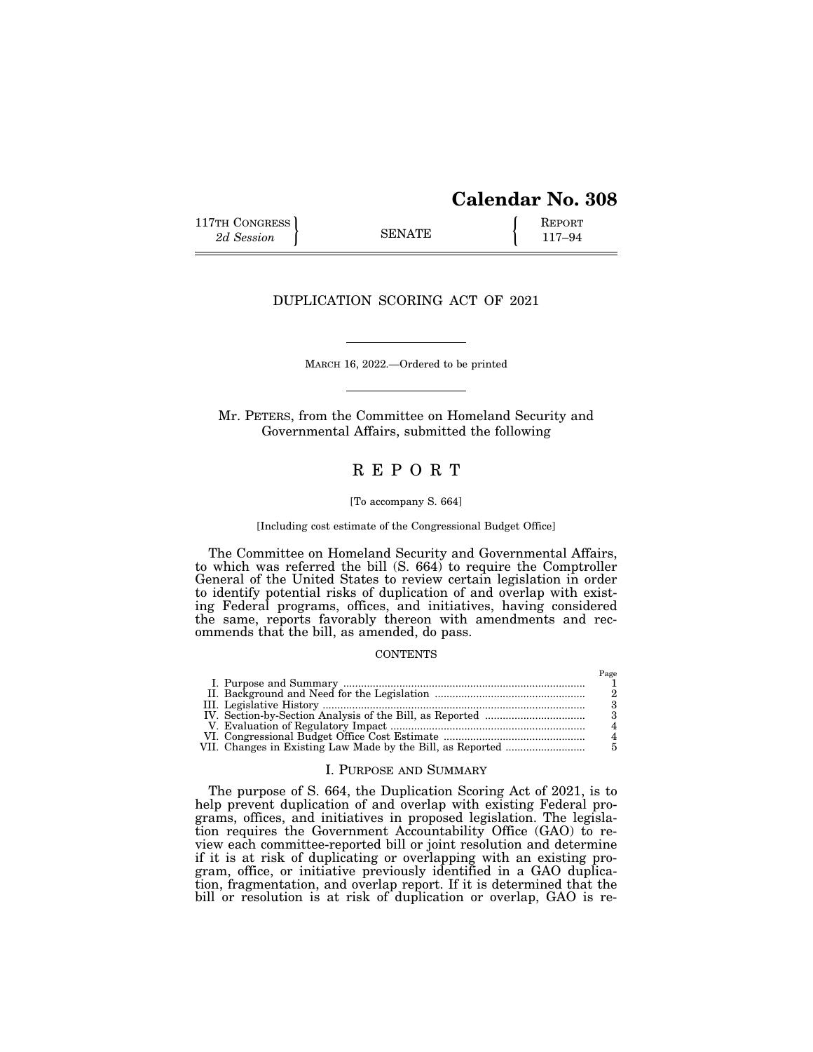# Calendar No. 308

117TH CONGRESS 2d Session | SENATE | REPORT 117–94

## DUPLICATION SCORING ACT OF 2021

MARCH 16, 2022.—Ordered to be printed

Mr. PETERS, from the Committee on Homeland Security and Governmental Affairs, submitted the following

# REPORT

[To accompany S. 664]

[Including cost estimate of the Congressional Budget Office]

The Committee on Homeland Security and Governmental Affairs, to which was referred the bill (S. 664) to require the Comptroller General of the United States to review certain legislation in order to identify potential risks of duplication of and overlap with existing Federal programs, offices, and initiatives, having considered the same, reports favorably thereon with amendments and recommends that the bill, as amended, do pass.

CONTENTS

| | Page |
|---|---|
| I. Purpose and Summary | 1 |
| II. Background and Need for the Legislation | 2 |
| III. Legislative History | 3 |
| IV. Section-by-Section Analysis of the Bill, as Reported | 3 |
| V. Evaluation of Regulatory Impact | 4 |
| VI. Congressional Budget Office Cost Estimate | 4 |
| VII. Changes in Existing Law Made by the Bill, as Reported | 5 |

## I. PURPOSE AND SUMMARY

The purpose of S. 664, the Duplication Scoring Act of 2021, is to help prevent duplication of and overlap with existing Federal programs, offices, and initiatives in proposed legislation. The legislation requires the Government Accountability Office (GAO) to review each committee-reported bill or joint resolution and determine if it is at risk of duplicating or overlapping with an existing program, office, or initiative previously identified in a GAO duplication, fragmentation, and overlap report. If it is determined that the bill or resolution is at risk of duplication or overlap, GAO is re-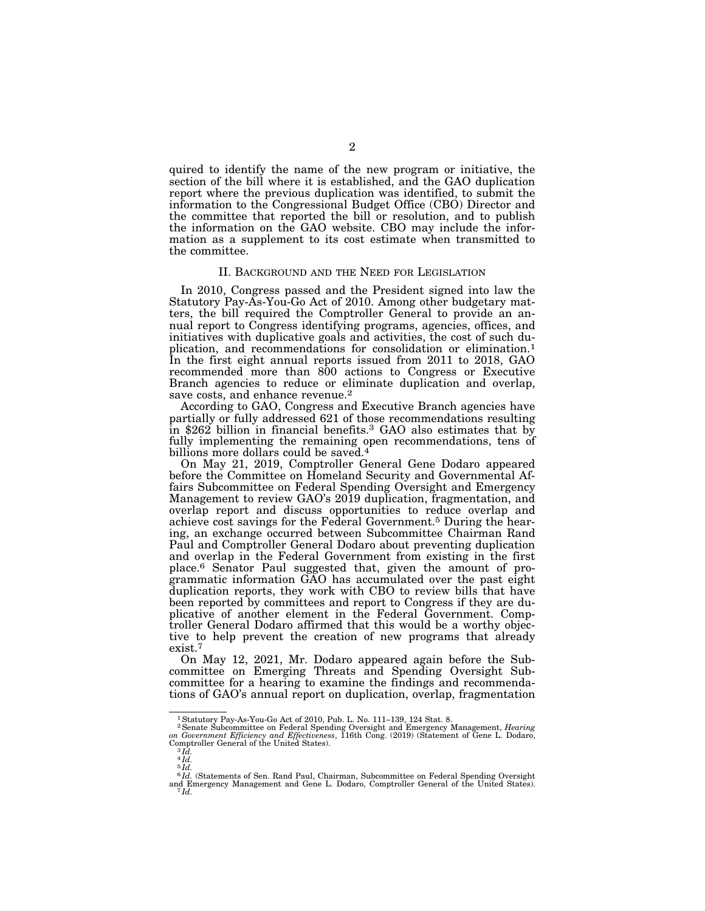quired to identify the name of the new program or initiative, the section of the bill where it is established, and the GAO duplication report where the previous duplication was identified, to submit the information to the Congressional Budget Office (CBO) Director and the committee that reported the bill or resolution, and to publish the information on the GAO website. CBO may include the information as a supplement to its cost estimate when transmitted to the committee.

## II. Background and the Need for Legislation

In 2010, Congress passed and the President signed into law the Statutory Pay-As-You-Go Act of 2010. Among other budgetary matters, the bill required the Comptroller General to provide an annual report to Congress identifying programs, agencies, offices, and initiatives with duplicative goals and activities, the cost of such duplication, and recommendations for consolidation or elimination.[1] In the first eight annual reports issued from 2011 to 2018, GAO recommended more than 800 actions to Congress or Executive Branch agencies to reduce or eliminate duplication and overlap, save costs, and enhance revenue.[2]

According to GAO, Congress and Executive Branch agencies have partially or fully addressed 621 of those recommendations resulting in $262 billion in financial benefits.[3] GAO also estimates that by fully implementing the remaining open recommendations, tens of billions more dollars could be saved.[4]

On May 21, 2019, Comptroller General Gene Dodaro appeared before the Committee on Homeland Security and Governmental Affairs Subcommittee on Federal Spending Oversight and Emergency Management to review GAO's 2019 duplication, fragmentation, and overlap report and discuss opportunities to reduce overlap and achieve cost savings for the Federal Government.[5] During the hearing, an exchange occurred between Subcommittee Chairman Rand Paul and Comptroller General Dodaro about preventing duplication and overlap in the Federal Government from existing in the first place.[6] Senator Paul suggested that, given the amount of programmatic information GAO has accumulated over the past eight duplication reports, they work with CBO to review bills that have been reported by committees and report to Congress if they are duplicative of another element in the Federal Government. Comptroller General Dodaro affirmed that this would be a worthy objective to help prevent the creation of new programs that already exist.[7]

On May 12, 2021, Mr. Dodaro appeared again before the Subcommittee on Emerging Threats and Spending Oversight Subcommittee for a hearing to examine the findings and recommendations of GAO's annual report on duplication, overlap, fragmentation

---

[1] Statutory Pay-As-You-Go Act of 2010, Pub. L. No. 111–139, 124 Stat. 8.

[2] Senate Subcommittee on Federal Spending Oversight and Emergency Management, *Hearing on Government Efficiency and Effectiveness*, 116th Cong. (2019) (Statement of Gene L. Dodaro, Comptroller General of the United States).

[3] *Id.*

[4] *Id.*

[5] *Id.*

[6] *Id.* (Statements of Sen. Rand Paul, Chairman, Subcommittee on Federal Spending Oversight and Emergency Management and Gene L. Dodaro, Comptroller General of the United States).

[7] *Id.*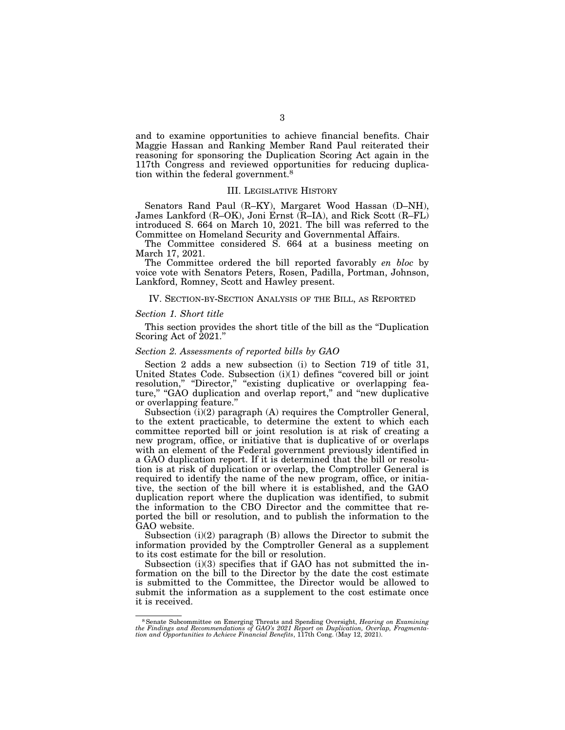and to examine opportunities to achieve financial benefits. Chair Maggie Hassan and Ranking Member Rand Paul reiterated their reasoning for sponsoring the Duplication Scoring Act again in the 117th Congress and reviewed opportunities for reducing duplication within the federal government.[8]

## III. Legislative History

Senators Rand Paul (R–KY), Margaret Wood Hassan (D–NH), James Lankford (R–OK), Joni Ernst (R–IA), and Rick Scott (R–FL) introduced S. 664 on March 10, 2021. The bill was referred to the Committee on Homeland Security and Governmental Affairs.

The Committee considered S. 664 at a business meeting on March 17, 2021.

The Committee ordered the bill reported favorably *en bloc* by voice vote with Senators Peters, Rosen, Padilla, Portman, Johnson, Lankford, Romney, Scott and Hawley present.

## IV. Section-by-Section Analysis of the Bill, as Reported

### *Section 1. Short title*

This section provides the short title of the bill as the "Duplication Scoring Act of 2021."

### *Section 2. Assessments of reported bills by GAO*

Section 2 adds a new subsection (i) to Section 719 of title 31, United States Code. Subsection (i)(1) defines "covered bill or joint resolution," "Director," "existing duplicative or overlapping feature," "GAO duplication and overlap report," and "new duplicative or overlapping feature."

Subsection (i)(2) paragraph (A) requires the Comptroller General, to the extent practicable, to determine the extent to which each committee reported bill or joint resolution is at risk of creating a new program, office, or initiative that is duplicative of or overlaps with an element of the Federal government previously identified in a GAO duplication report. If it is determined that the bill or resolution is at risk of duplication or overlap, the Comptroller General is required to identify the name of the new program, office, or initiative, the section of the bill where it is established, and the GAO duplication report where the duplication was identified, to submit the information to the CBO Director and the committee that reported the bill or resolution, and to publish the information to the GAO website.

Subsection (i)(2) paragraph (B) allows the Director to submit the information provided by the Comptroller General as a supplement to its cost estimate for the bill or resolution.

Subsection (i)(3) specifies that if GAO has not submitted the information on the bill to the Director by the date the cost estimate is submitted to the Committee, the Director would be allowed to submit the information as a supplement to the cost estimate once it is received.

---

[8] Senate Subcommittee on Emerging Threats and Spending Oversight, *Hearing on Examining the Findings and Recommendations of GAO's 2021 Report on Duplication, Overlap, Fragmentation and Opportunities to Achieve Financial Benefits*, 117th Cong. (May 12, 2021).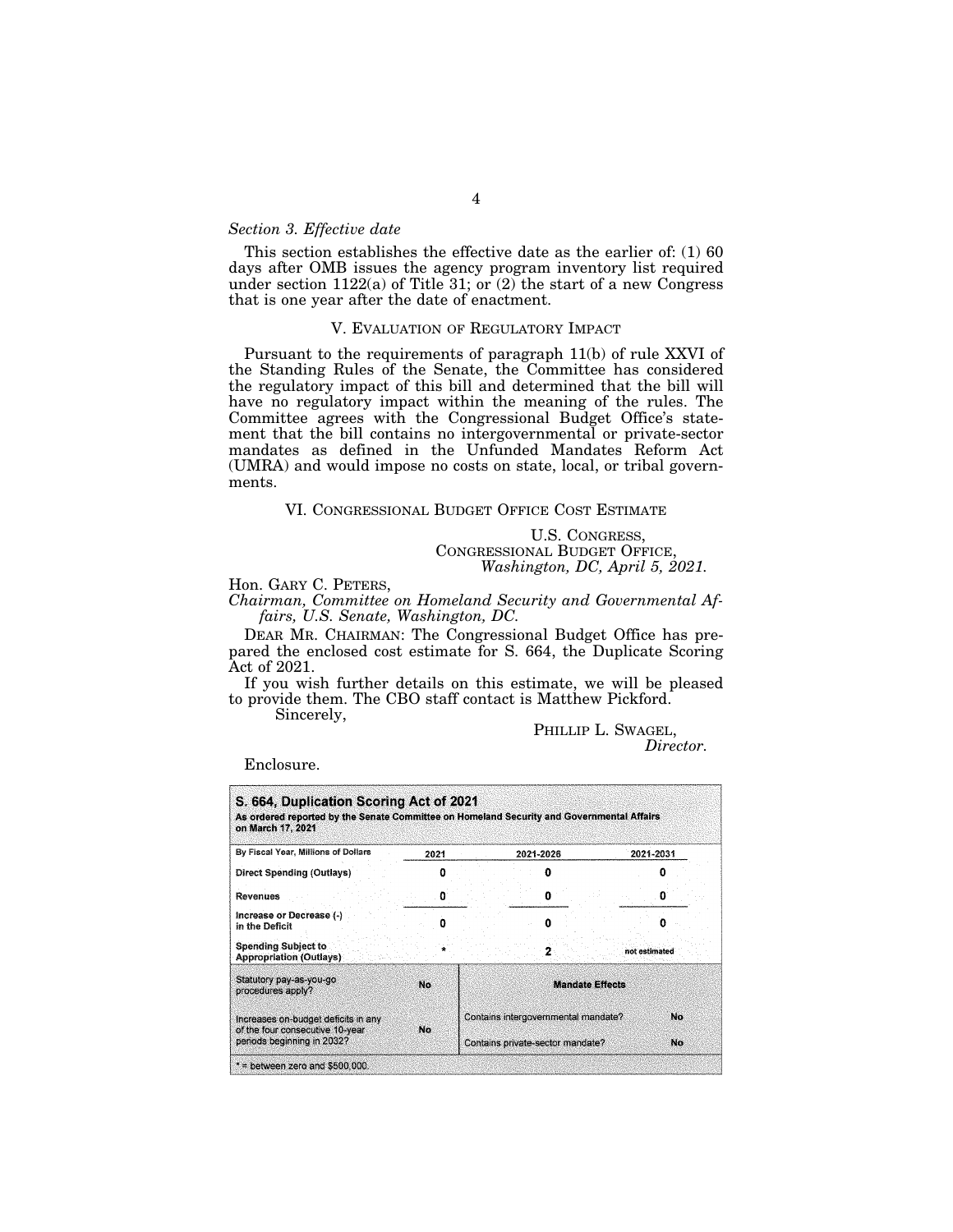*Section 3. Effective date*

This section establishes the effective date as the earlier of: (1) 60 days after OMB issues the agency program inventory list required under section 1122(a) of Title 31; or (2) the start of a new Congress that is one year after the date of enactment.

## V. EVALUATION OF REGULATORY IMPACT

Pursuant to the requirements of paragraph 11(b) of rule XXVI of the Standing Rules of the Senate, the Committee has considered the regulatory impact of this bill and determined that the bill will have no regulatory impact within the meaning of the rules. The Committee agrees with the Congressional Budget Office's statement that the bill contains no intergovernmental or private-sector mandates as defined in the Unfunded Mandates Reform Act (UMRA) and would impose no costs on state, local, or tribal governments.

## VI. CONGRESSIONAL BUDGET OFFICE COST ESTIMATE

U.S. CONGRESS,
CONGRESSIONAL BUDGET OFFICE,
*Washington, DC, April 5, 2021.*

Hon. GARY C. PETERS,
*Chairman, Committee on Homeland Security and Governmental Affairs, U.S. Senate, Washington, DC.*

DEAR MR. CHAIRMAN: The Congressional Budget Office has prepared the enclosed cost estimate for S. 664, the Duplicate Scoring Act of 2021.

If you wish further details on this estimate, we will be pleased to provide them. The CBO staff contact is Matthew Pickford.

Sincerely,

PHILLIP L. SWAGEL,
*Director.*

Enclosure.

**S. 664, Duplication Scoring Act of 2021**
**As ordered reported by the Senate Committee on Homeland Security and Governmental Affairs on March 17, 2021**

| By Fiscal Year, Millions of Dollars | 2021 | 2021-2026 | 2021-2031 |
|---|---|---|---|
| Direct Spending (Outlays) | 0 | 0 | 0 |
| Revenues | 0 | 0 | 0 |
| Increase or Decrease (-) in the Deficit | 0 | 0 | 0 |
| Spending Subject to Appropriation (Outlays) | * | 2 | not estimated |

| Statutory pay-as-you-go procedures apply? | No | Mandate Effects | |
|---|---|---|---|
| Increases on-budget deficits in any of the four consecutive 10-year periods beginning in 2032? | No | Contains intergovernmental mandate? | No |
| | | Contains private-sector mandate? | No |

* = between zero and $500,000.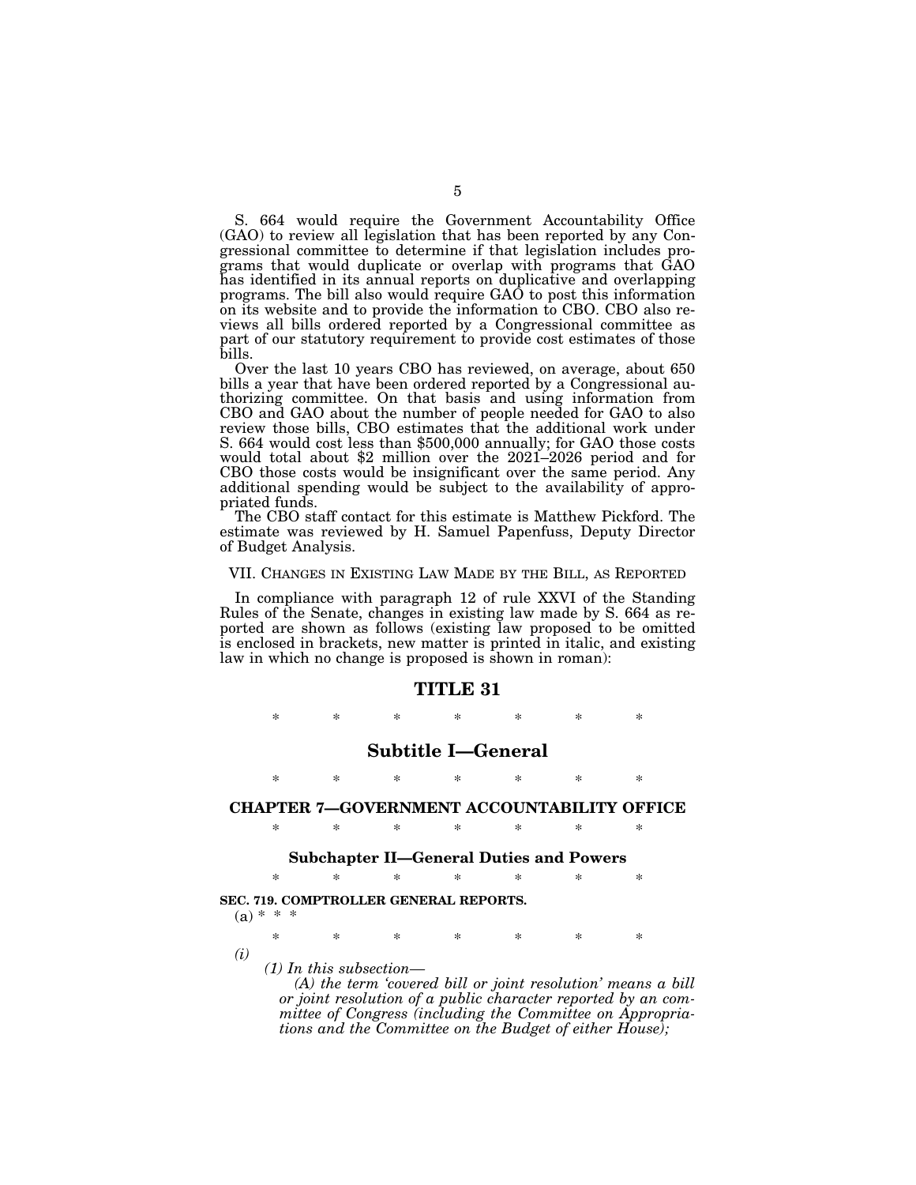S. 664 would require the Government Accountability Office (GAO) to review all legislation that has been reported by any Congressional committee to determine if that legislation includes programs that would duplicate or overlap with programs that GAO has identified in its annual reports on duplicative and overlapping programs. The bill also would require GAO to post this information on its website and to provide the information to CBO. CBO also reviews all bills ordered reported by a Congressional committee as part of our statutory requirement to provide cost estimates of those bills.

Over the last 10 years CBO has reviewed, on average, about 650 bills a year that have been ordered reported by a Congressional authorizing committee. On that basis and using information from CBO and GAO about the number of people needed for GAO to also review those bills, CBO estimates that the additional work under S. 664 would cost less than $500,000 annually; for GAO those costs would total about $2 million over the 2021–2026 period and for CBO those costs would be insignificant over the same period. Any additional spending would be subject to the availability of appropriated funds.

The CBO staff contact for this estimate is Matthew Pickford. The estimate was reviewed by H. Samuel Papenfuss, Deputy Director of Budget Analysis.

## VII. Changes in Existing Law Made by the Bill, as Reported

In compliance with paragraph 12 of rule XXVI of the Standing Rules of the Senate, changes in existing law made by S. 664 as reported are shown as follows (existing law proposed to be omitted is enclosed in brackets, new matter is printed in italic, and existing law in which no change is proposed is shown in roman):

# TITLE 31

\* \* \* \* \* \* \*

## Subtitle I—General

\* \* \* \* \* \* \*

### CHAPTER 7—GOVERNMENT ACCOUNTABILITY OFFICE

\* \* \* \* \* \* \*

#### Subchapter II—General Duties and Powers

\* \* \* \* \* \* \*

**SEC. 719. COMPTROLLER GENERAL REPORTS.**

(a) \* \* \*

\* \* \* \* \* \* \*

*(i)*

*(1) In this subsection—*

*(A) the term 'covered bill or joint resolution' means a bill or joint resolution of a public character reported by an committee of Congress (including the Committee on Appropriations and the Committee on the Budget of either House);*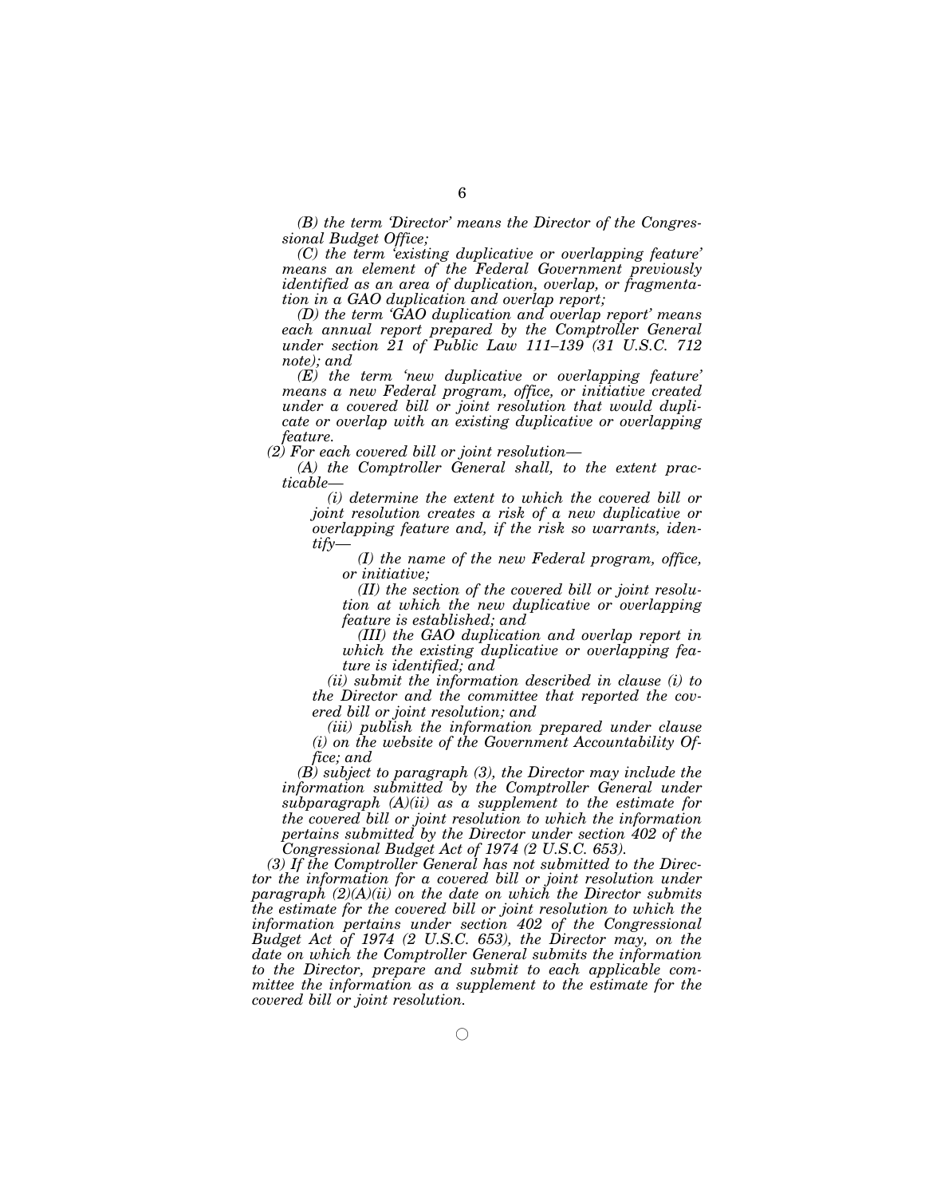*(B) the term 'Director' means the Director of the Congressional Budget Office;*

*(C) the term 'existing duplicative or overlapping feature' means an element of the Federal Government previously identified as an area of duplication, overlap, or fragmentation in a GAO duplication and overlap report;*

*(D) the term 'GAO duplication and overlap report' means each annual report prepared by the Comptroller General under section 21 of Public Law 111–139 (31 U.S.C. 712 note); and*

*(E) the term 'new duplicative or overlapping feature' means a new Federal program, office, or initiative created under a covered bill or joint resolution that would duplicate or overlap with an existing duplicative or overlapping feature.*

*(2) For each covered bill or joint resolution—*

*(A) the Comptroller General shall, to the extent practicable—*

*(i) determine the extent to which the covered bill or joint resolution creates a risk of a new duplicative or overlapping feature and, if the risk so warrants, identify—*

*(I) the name of the new Federal program, office, or initiative;*

*(II) the section of the covered bill or joint resolution at which the new duplicative or overlapping feature is established; and*

*(III) the GAO duplication and overlap report in which the existing duplicative or overlapping feature is identified; and*

*(ii) submit the information described in clause (i) to the Director and the committee that reported the covered bill or joint resolution; and*

*(iii) publish the information prepared under clause (i) on the website of the Government Accountability Office; and*

*(B) subject to paragraph (3), the Director may include the information submitted by the Comptroller General under subparagraph (A)(ii) as a supplement to the estimate for the covered bill or joint resolution to which the information pertains submitted by the Director under section 402 of the Congressional Budget Act of 1974 (2 U.S.C. 653).*

*(3) If the Comptroller General has not submitted to the Director the information for a covered bill or joint resolution under paragraph (2)(A)(ii) on the date on which the Director submits the estimate for the covered bill or joint resolution to which the information pertains under section 402 of the Congressional Budget Act of 1974 (2 U.S.C. 653), the Director may, on the date on which the Comptroller General submits the information to the Director, prepare and submit to each applicable committee the information as a supplement to the estimate for the covered bill or joint resolution.*

○